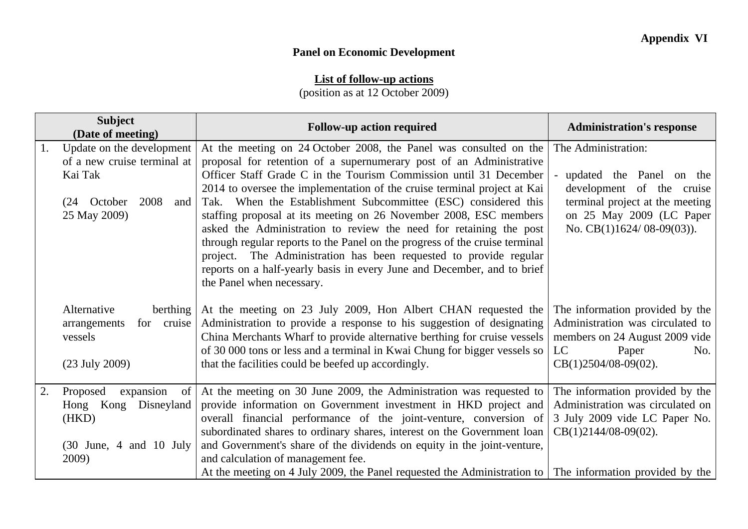**Appendix VI**

**Panel on Economic Development**

**List of follow-up actions**

(position as at 12 October 2009)

| Subject (Date of meeting) | Follow-up action required | Administration's response |
|---|---|---|
| 1. Update on the development of a new cruise terminal at Kai Tak<br><br>(24 October 2008 and 25 May 2009) | At the meeting on 24 October 2008, the Panel was consulted on the proposal for retention of a supernumerary post of an Administrative Officer Staff Grade C in the Tourism Commission until 31 December 2014 to oversee the implementation of the cruise terminal project at Kai Tak. When the Establishment Subcommittee (ESC) considered this staffing proposal at its meeting on 26 November 2008, ESC members asked the Administration to review the need for retaining the post through regular reports to the Panel on the progress of the cruise terminal project. The Administration has been requested to provide regular reports on a half-yearly basis in every June and December, and to brief the Panel when necessary. | The Administration:<br><br>- updated the Panel on the development of the cruise terminal project at the meeting on 25 May 2009 (LC Paper No. CB(1)1624/ 08-09(03)). |
| Alternative berthing arrangements for cruise vessels<br><br>(23 July 2009) | At the meeting on 23 July 2009, Hon Albert CHAN requested the Administration to provide a response to his suggestion of designating China Merchants Wharf to provide alternative berthing for cruise vessels of 30 000 tons or less and a terminal in Kwai Chung for bigger vessels so that the facilities could be beefed up accordingly. | The information provided by the Administration was circulated to members on 24 August 2009 vide LC Paper No. CB(1)2504/08-09(02). |
| 2. Proposed expansion of Hong Kong Disneyland (HKD)<br><br>(30 June, 4 and 10 July 2009) | At the meeting on 30 June 2009, the Administration was requested to provide information on Government investment in HKD project and overall financial performance of the joint-venture, conversion of subordinated shares to ordinary shares, interest on the Government loan and Government's share of the dividends on equity in the joint-venture, and calculation of management fee. | The information provided by the Administration was circulated on 3 July 2009 vide LC Paper No. CB(1)2144/08-09(02). |
| | At the meeting on 4 July 2009, the Panel requested the Administration to | The information provided by the |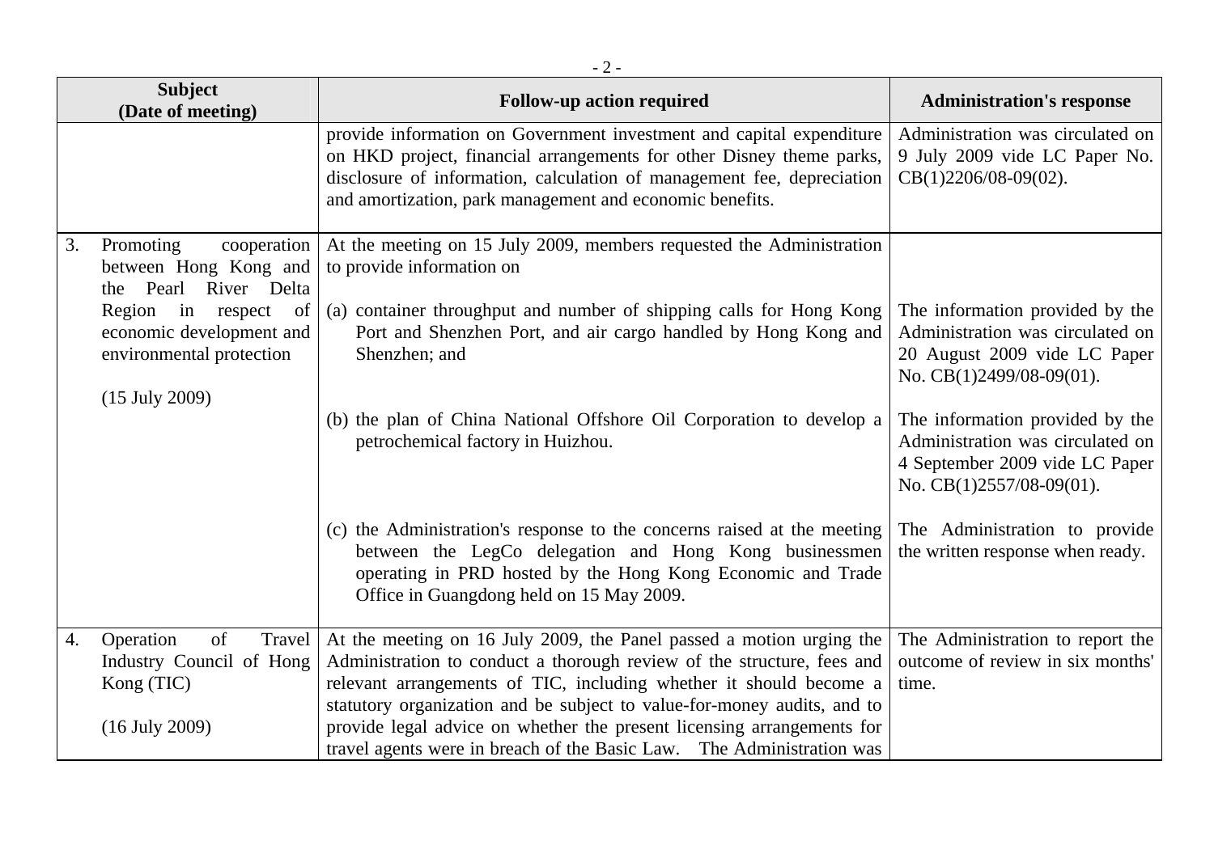| Subject (Date of meeting) | Follow-up action required | Administration's response |
|---|---|---|
| | provide information on Government investment and capital expenditure on HKD project, financial arrangements for other Disney theme parks, disclosure of information, calculation of management fee, depreciation and amortization, park management and economic benefits. | Administration was circulated on 9 July 2009 vide LC Paper No. CB(1)2206/08-09(02). |
| 3. Promoting cooperation between Hong Kong and the Pearl River Delta Region in respect of economic development and environmental protection<br><br>(15 July 2009) | At the meeting on 15 July 2009, members requested the Administration to provide information on | |
| | (a) container throughput and number of shipping calls for Hong Kong Port and Shenzhen Port, and air cargo handled by Hong Kong and Shenzhen; and | The information provided by the Administration was circulated on 20 August 2009 vide LC Paper No. CB(1)2499/08-09(01). |
| | (b) the plan of China National Offshore Oil Corporation to develop a petrochemical factory in Huizhou. | The information provided by the Administration was circulated on 4 September 2009 vide LC Paper No. CB(1)2557/08-09(01). |
| | (c) the Administration's response to the concerns raised at the meeting between the LegCo delegation and Hong Kong businessmen operating in PRD hosted by the Hong Kong Economic and Trade Office in Guangdong held on 15 May 2009. | The Administration to provide the written response when ready. |
| 4. Operation of Travel Industry Council of Hong Kong (TIC)<br><br>(16 July 2009) | At the meeting on 16 July 2009, the Panel passed a motion urging the Administration to conduct a thorough review of the structure, fees and relevant arrangements of TIC, including whether it should become a statutory organization and be subject to value-for-money audits, and to provide legal advice on whether the present licensing arrangements for travel agents were in breach of the Basic Law. The Administration was | The Administration to report the outcome of review in six months' time. |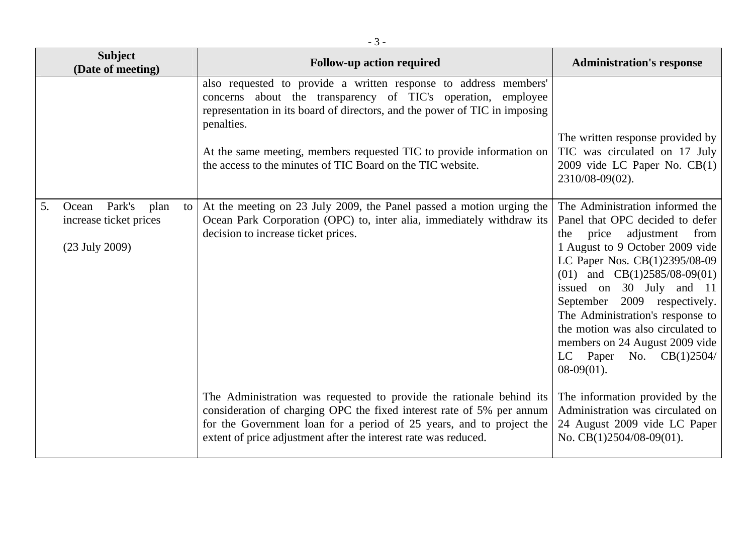| Subject (Date of meeting) | Follow-up action required | Administration's response |
|---|---|---|
| | also requested to provide a written response to address members' concerns about the transparency of TIC's operation, employee representation in its board of directors, and the power of TIC in imposing penalties.<br><br>At the same meeting, members requested TIC to provide information on the access to the minutes of TIC Board on the TIC website. | The written response provided by TIC was circulated on 17 July 2009 vide LC Paper No. CB(1) 2310/08-09(02). |
| 5. Ocean Park's plan to increase ticket prices<br><br>(23 July 2009) | At the meeting on 23 July 2009, the Panel passed a motion urging the Ocean Park Corporation (OPC) to, inter alia, immediately withdraw its decision to increase ticket prices. | The Administration informed the Panel that OPC decided to defer the price adjustment from 1 August to 9 October 2009 vide LC Paper Nos. CB(1)2395/08-09 (01) and CB(1)2585/08-09(01) issued on 30 July and 11 September 2009 respectively. The Administration's response to the motion was also circulated to members on 24 August 2009 vide LC Paper No. CB(1)2504/ 08-09(01). |
| | The Administration was requested to provide the rationale behind its consideration of charging OPC the fixed interest rate of 5% per annum for the Government loan for a period of 25 years, and to project the extent of price adjustment after the interest rate was reduced. | The information provided by the Administration was circulated on 24 August 2009 vide LC Paper No. CB(1)2504/08-09(01). |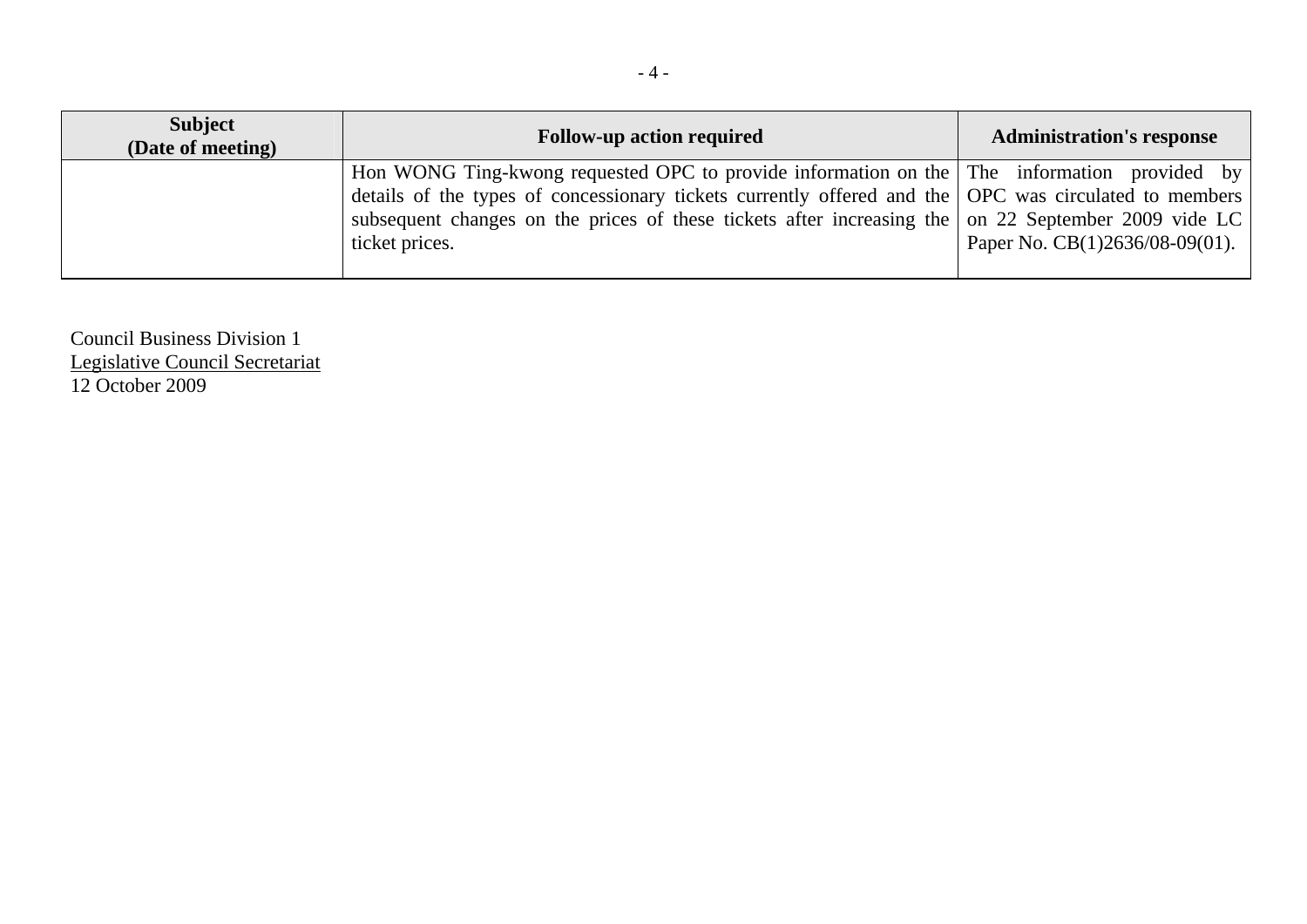| Subject (Date of meeting) | Follow-up action required | Administration's response |
|---|---|---|
| | Hon WONG Ting-kwong requested OPC to provide information on the details of the types of concessionary tickets currently offered and the subsequent changes on the prices of these tickets after increasing the ticket prices. | The information provided by OPC was circulated to members on 22 September 2009 vide LC Paper No. CB(1)2636/08-09(01). |

Council Business Division 1
Legislative Council Secretariat
12 October 2009